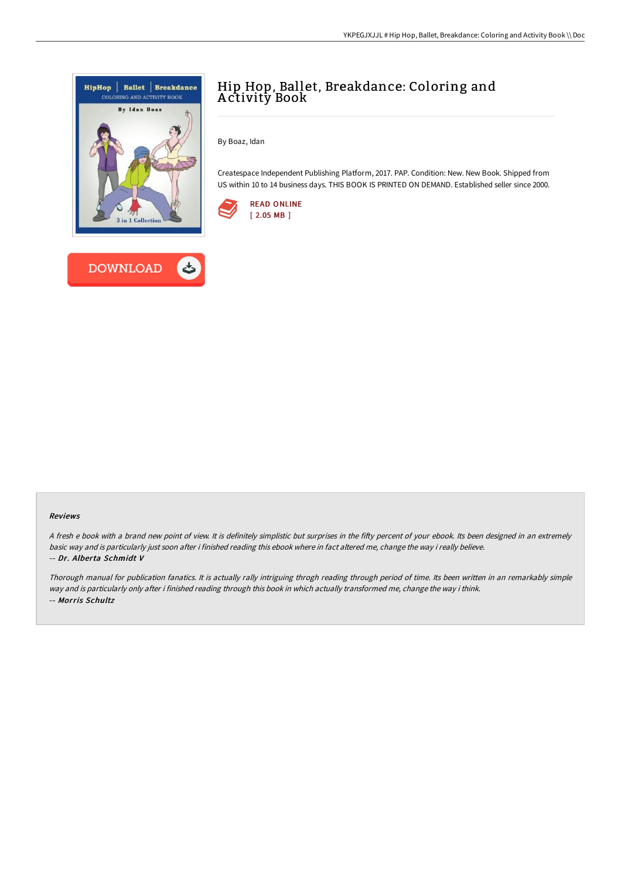# Hip Hop, Ballet, Breakdance: Coloring and Activity Book

By Boaz, Idan

Createspace Independent Publishing Platform, 2017. PAP. Condition: New. New Book. Shipped from US within 10 to 14 business days. THIS BOOK IS PRINTED ON DEMAND. Established seller since 2000.

READ ONLINE
[ 2.05 MB ]

DOWNLOAD

### Reviews

*A fresh e book with a brand new point of view. It is definitely simplistic but surprises in the fifty percent of your ebook. Its been designed in an extremely basic way and is particularly just soon after i finished reading this ebook where in fact altered me, change the way i really believe.*
*-- Dr. Alberta Schmidt V*

*Thorough manual for publication fanatics. It is actually rally intriguing throgh reading through period of time. Its been written in an remarkably simple way and is particularly only after i finished reading through this book in which actually transformed me, change the way i think.*
*-- Morris Schultz*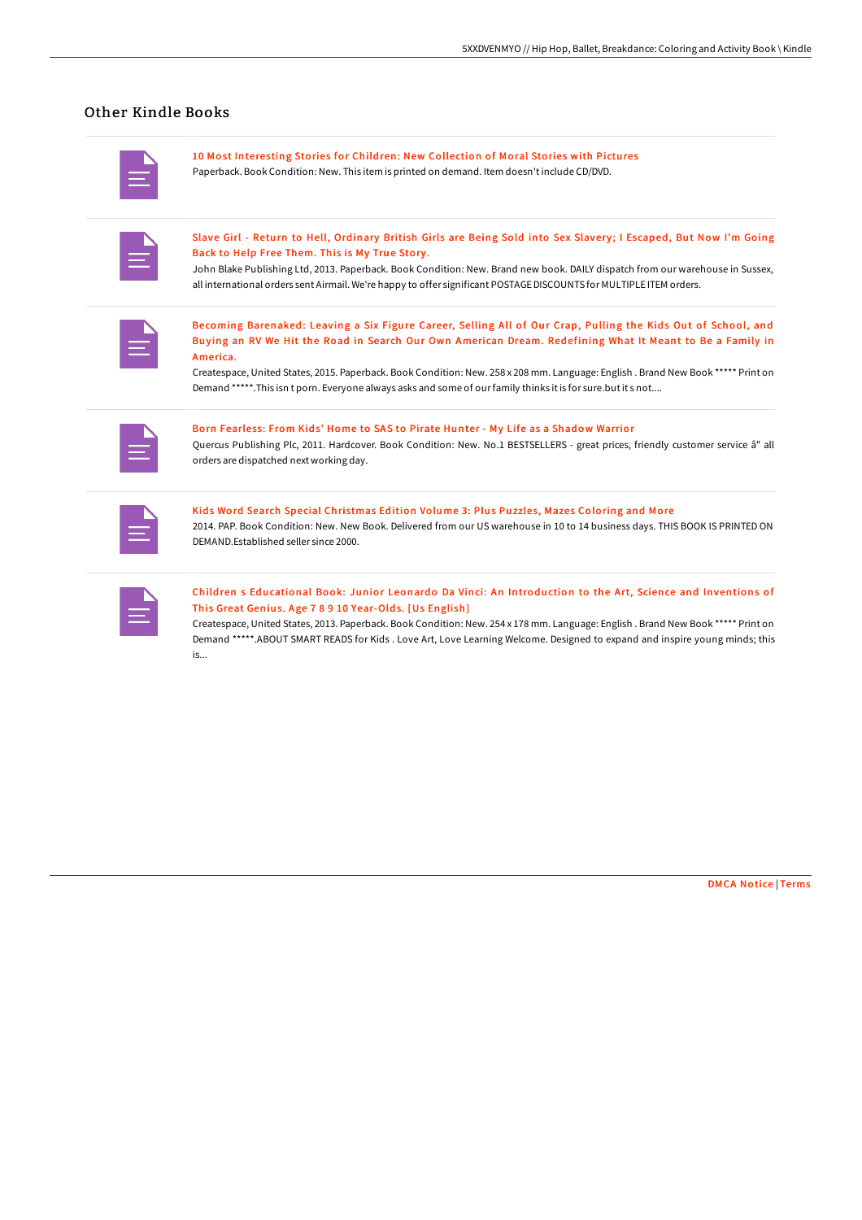## Other Kindle Books

**10 Most Interesting Stories for Children: New Collection of Moral Stories with Pictures**

Paperback. Book Condition: New. This item is printed on demand. Item doesn't include CD/DVD.

**Slave Girl - Return to Hell, Ordinary British Girls are Being Sold into Sex Slavery; I Escaped, But Now I'm Going Back to Help Free Them. This is My True Story.**

John Blake Publishing Ltd, 2013. Paperback. Book Condition: New. Brand new book. DAILY dispatch from our warehouse in Sussex, all international orders sent Airmail. We're happy to offer significant POSTAGE DISCOUNTS for MULTIPLE ITEM orders.

**Becoming Barenaked: Leaving a Six Figure Career, Selling All of Our Crap, Pulling the Kids Out of School, and Buying an RV We Hit the Road in Search Our Own American Dream. Redefining What It Meant to Be a Family in America.**

Createspace, United States, 2015. Paperback. Book Condition: New. 258 x 208 mm. Language: English . Brand New Book ***** Print on Demand *****.This isn t porn. Everyone always asks and some of our family thinks it is for sure.but it s not....

**Born Fearless: From Kids' Home to SAS to Pirate Hunter - My Life as a Shadow Warrior**

Quercus Publishing Plc, 2011. Hardcover. Book Condition: New. No.1 BESTSELLERS - great prices, friendly customer service â" all orders are dispatched next working day.

**Kids Word Search Special Christmas Edition Volume 3: Plus Puzzles, Mazes Coloring and More**

2014. PAP. Book Condition: New. New Book. Delivered from our US warehouse in 10 to 14 business days. THIS BOOK IS PRINTED ON DEMAND.Established seller since 2000.

**Children s Educational Book: Junior Leonardo Da Vinci: An Introduction to the Art, Science and Inventions of This Great Genius. Age 7 8 9 10 Year-Olds. [Us English]**

Createspace, United States, 2013. Paperback. Book Condition: New. 254 x 178 mm. Language: English . Brand New Book ***** Print on Demand *****.ABOUT SMART READS for Kids . Love Art, Love Learning Welcome. Designed to expand and inspire young minds; this is...